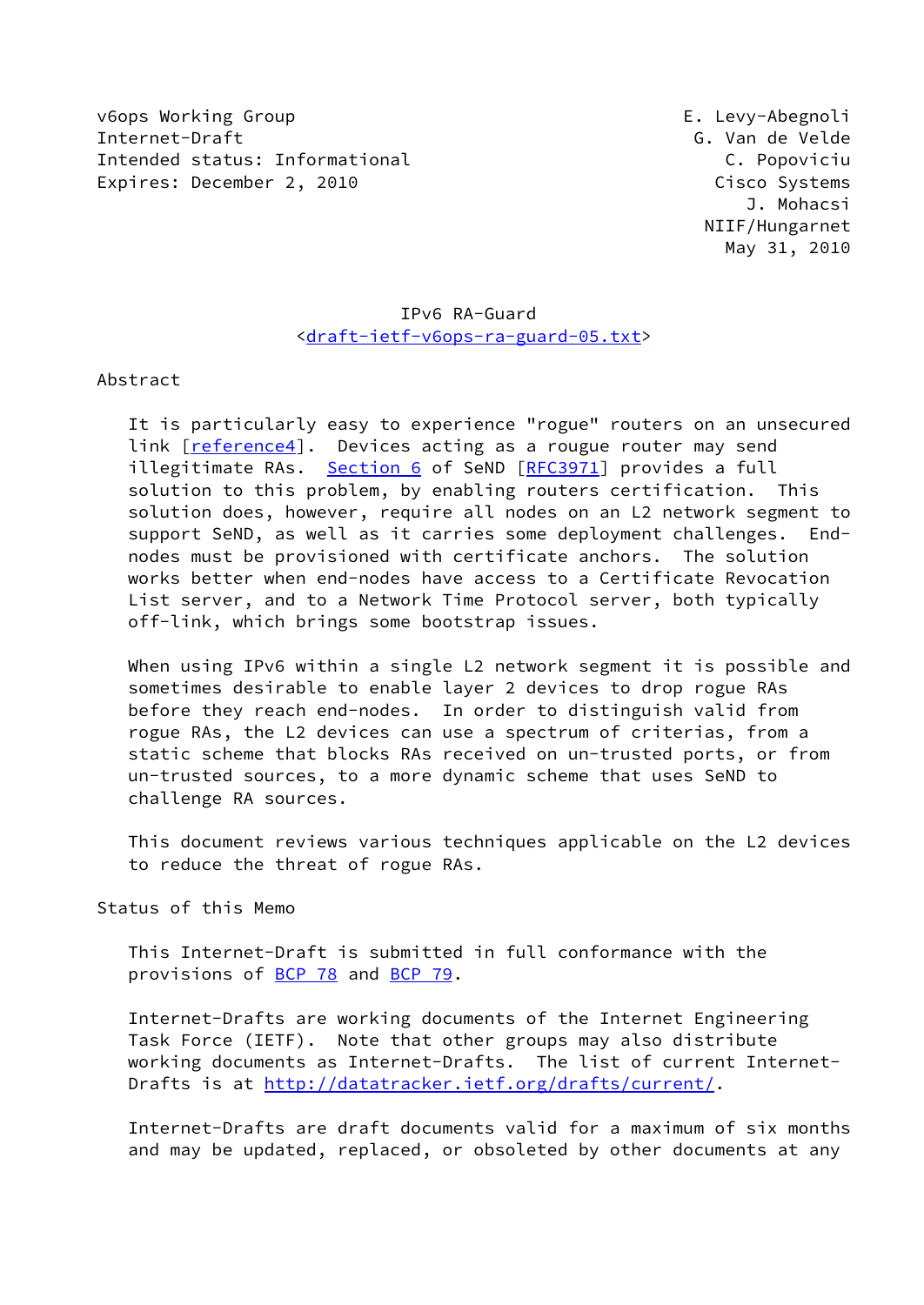v6ops Working Group E. Levy-Abegnoli
Internet-Draft G. Van de Velde
Intended status: Informational C. Popoviciu
Expires: December 2, 2010 Cisco Systems
J. Mohacsi
NIIF/Hungarnet
May 31, 2010

# IPv6 RA-Guard
<draft-ietf-v6ops-ra-guard-05.txt>

## Abstract

It is particularly easy to experience "rogue" routers on an unsecured link [reference4]. Devices acting as a rougue router may send illegitimate RAs. Section 6 of SeND [RFC3971] provides a full solution to this problem, by enabling routers certification. This solution does, however, require all nodes on an L2 network segment to support SeND, as well as it carries some deployment challenges. End-nodes must be provisioned with certificate anchors. The solution works better when end-nodes have access to a Certificate Revocation List server, and to a Network Time Protocol server, both typically off-link, which brings some bootstrap issues.

When using IPv6 within a single L2 network segment it is possible and sometimes desirable to enable layer 2 devices to drop rogue RAs before they reach end-nodes. In order to distinguish valid from rogue RAs, the L2 devices can use a spectrum of criterias, from a static scheme that blocks RAs received on un-trusted ports, or from un-trusted sources, to a more dynamic scheme that uses SeND to challenge RA sources.

This document reviews various techniques applicable on the L2 devices to reduce the threat of rogue RAs.

## Status of this Memo

This Internet-Draft is submitted in full conformance with the provisions of BCP 78 and BCP 79.

Internet-Drafts are working documents of the Internet Engineering Task Force (IETF). Note that other groups may also distribute working documents as Internet-Drafts. The list of current Internet-Drafts is at http://datatracker.ietf.org/drafts/current/.

Internet-Drafts are draft documents valid for a maximum of six months and may be updated, replaced, or obsoleted by other documents at any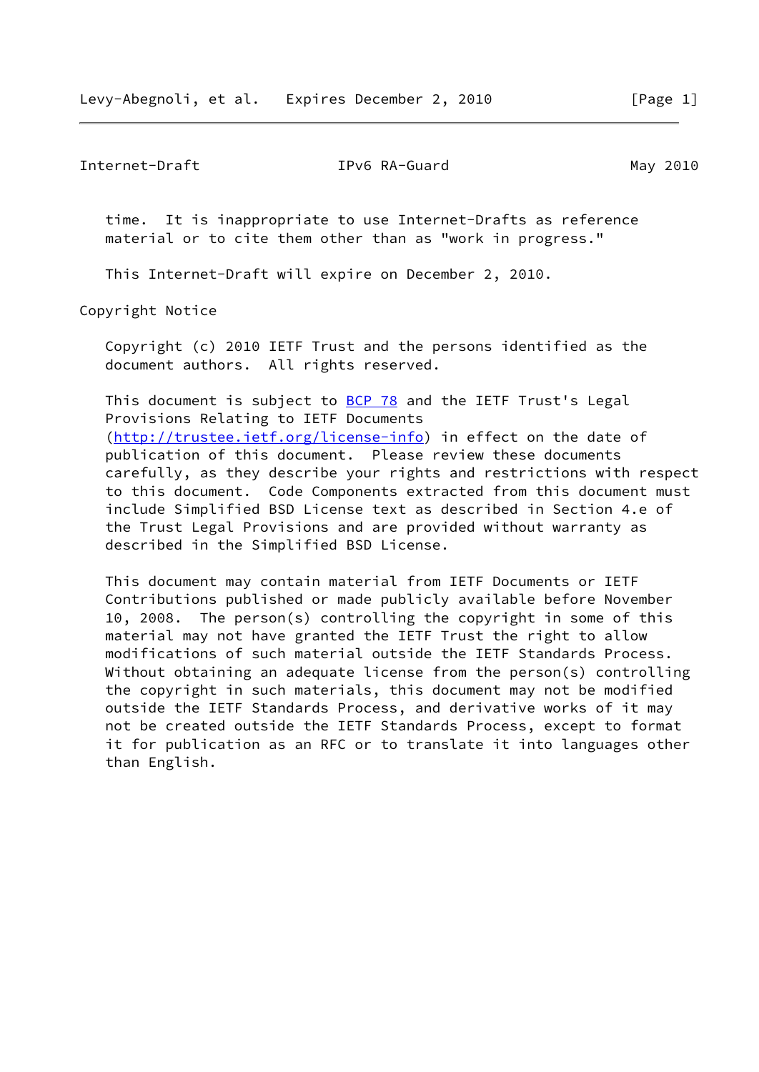time. It is inappropriate to use Internet-Drafts as reference material or to cite them other than as "work in progress."

This Internet-Draft will expire on December 2, 2010.

Copyright Notice

Copyright (c) 2010 IETF Trust and the persons identified as the document authors. All rights reserved.

This document is subject to BCP 78 and the IETF Trust's Legal Provisions Relating to IETF Documents (http://trustee.ietf.org/license-info) in effect on the date of publication of this document. Please review these documents carefully, as they describe your rights and restrictions with respect to this document. Code Components extracted from this document must include Simplified BSD License text as described in Section 4.e of the Trust Legal Provisions and are provided without warranty as described in the Simplified BSD License.

This document may contain material from IETF Documents or IETF Contributions published or made publicly available before November 10, 2008. The person(s) controlling the copyright in some of this material may not have granted the IETF Trust the right to allow modifications of such material outside the IETF Standards Process. Without obtaining an adequate license from the person(s) controlling the copyright in such materials, this document may not be modified outside the IETF Standards Process, and derivative works of it may not be created outside the IETF Standards Process, except to format it for publication as an RFC or to translate it into languages other than English.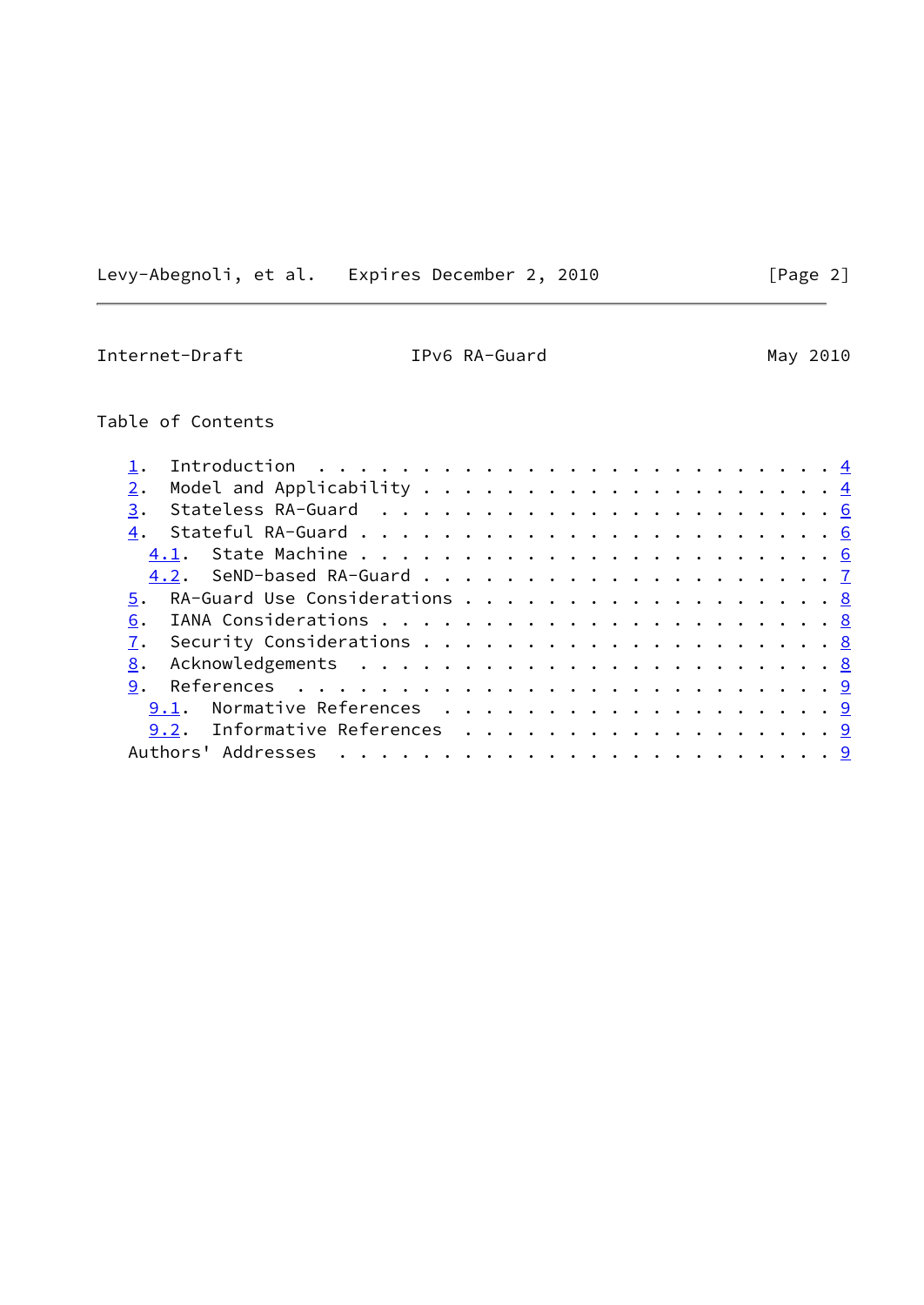Table of Contents

1. Introduction . . . . . . . . . . . . . . . . . . . . . . . . . 4
2. Model and Applicability . . . . . . . . . . . . . . . . . . . . 4
3. Stateless RA-Guard . . . . . . . . . . . . . . . . . . . . . . 6
4. Stateful RA-Guard . . . . . . . . . . . . . . . . . . . . . . . 6
   4.1. State Machine . . . . . . . . . . . . . . . . . . . . . . 6
   4.2. SeND-based RA-Guard . . . . . . . . . . . . . . . . . . . 7
5. RA-Guard Use Considerations . . . . . . . . . . . . . . . . . . 8
6. IANA Considerations . . . . . . . . . . . . . . . . . . . . . . 8
7. Security Considerations . . . . . . . . . . . . . . . . . . . . 8
8. Acknowledgements . . . . . . . . . . . . . . . . . . . . . . . 8
9. References . . . . . . . . . . . . . . . . . . . . . . . . . . 9
   9.1. Normative References . . . . . . . . . . . . . . . . . . . 9
   9.2. Informative References . . . . . . . . . . . . . . . . . . 9
Authors' Addresses . . . . . . . . . . . . . . . . . . . . . . . . 9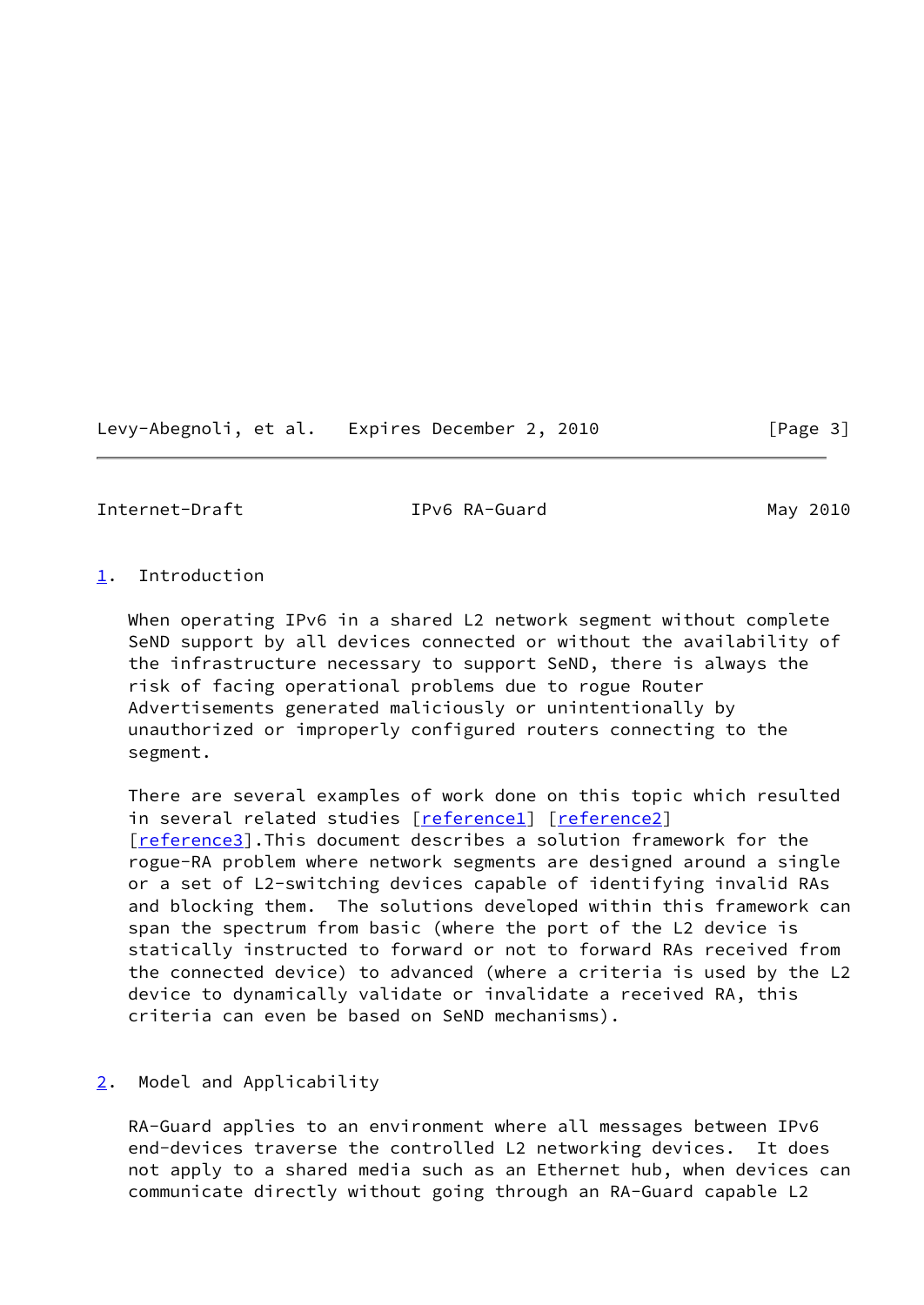## 1. Introduction

When operating IPv6 in a shared L2 network segment without complete SeND support by all devices connected or without the availability of the infrastructure necessary to support SeND, there is always the risk of facing operational problems due to rogue Router Advertisements generated maliciously or unintentionally by unauthorized or improperly configured routers connecting to the segment.

There are several examples of work done on this topic which resulted in several related studies [reference1] [reference2] [reference3].This document describes a solution framework for the rogue-RA problem where network segments are designed around a single or a set of L2-switching devices capable of identifying invalid RAs and blocking them. The solutions developed within this framework can span the spectrum from basic (where the port of the L2 device is statically instructed to forward or not to forward RAs received from the connected device) to advanced (where a criteria is used by the L2 device to dynamically validate or invalidate a received RA, this criteria can even be based on SeND mechanisms).

## 2. Model and Applicability

RA-Guard applies to an environment where all messages between IPv6 end-devices traverse the controlled L2 networking devices. It does not apply to a shared media such as an Ethernet hub, when devices can communicate directly without going through an RA-Guard capable L2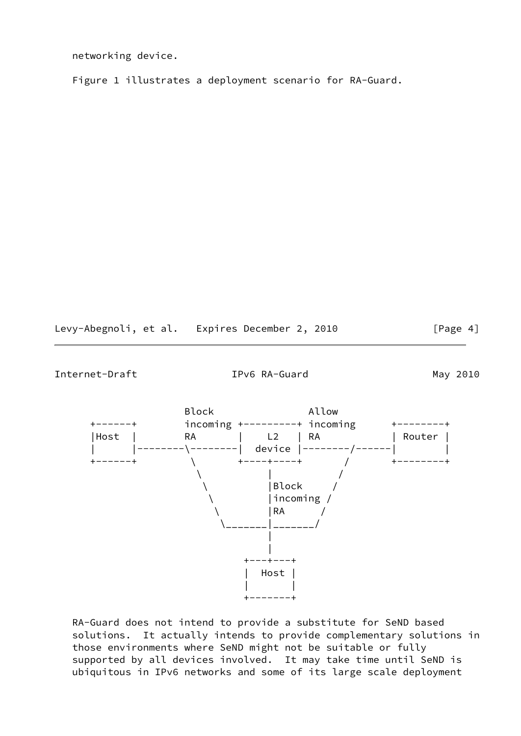networking device.

Figure 1 illustrates a deployment scenario for RA-Guard.

```
                Block                Allow
 +------+       incoming +---------+ incoming      +--------+
 |Host  |       RA       |    L2   | RA            | Router |
 |      |--------\-------|  device |--------/------|        |
 +------+         \      +----+----+       /       +--------+
                   \          |           /
                    \         |Block     /
                     \        |incoming /
                      \       |RA      /
                       \______|_______/
                              |
                              |
                          +---+---+
                          |  Host |
                          |       |
                          +-------+
```

RA-Guard does not intend to provide a substitute for SeND based solutions. It actually intends to provide complementary solutions in those environments where SeND might not be suitable or fully supported by all devices involved. It may take time until SeND is ubiquitous in IPv6 networks and some of its large scale deployment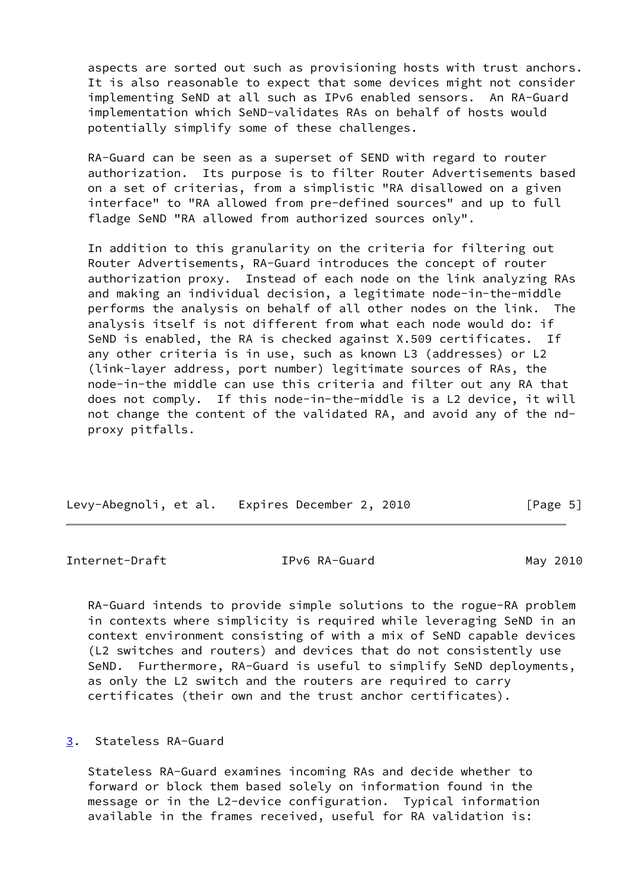aspects are sorted out such as provisioning hosts with trust anchors. It is also reasonable to expect that some devices might not consider implementing SeND at all such as IPv6 enabled sensors. An RA-Guard implementation which SeND-validates RAs on behalf of hosts would potentially simplify some of these challenges.

RA-Guard can be seen as a superset of SEND with regard to router authorization. Its purpose is to filter Router Advertisements based on a set of criterias, from a simplistic "RA disallowed on a given interface" to "RA allowed from pre-defined sources" and up to full fladge SeND "RA allowed from authorized sources only".

In addition to this granularity on the criteria for filtering out Router Advertisements, RA-Guard introduces the concept of router authorization proxy. Instead of each node on the link analyzing RAs and making an individual decision, a legitimate node-in-the-middle performs the analysis on behalf of all other nodes on the link. The analysis itself is not different from what each node would do: if SeND is enabled, the RA is checked against X.509 certificates. If any other criteria is in use, such as known L3 (addresses) or L2 (link-layer address, port number) legitimate sources of RAs, the node-in-the middle can use this criteria and filter out any RA that does not comply. If this node-in-the-middle is a L2 device, it will not change the content of the validated RA, and avoid any of the nd-proxy pitfalls.

RA-Guard intends to provide simple solutions to the rogue-RA problem in contexts where simplicity is required while leveraging SeND in an context environment consisting of with a mix of SeND capable devices (L2 switches and routers) and devices that do not consistently use SeND. Furthermore, RA-Guard is useful to simplify SeND deployments, as only the L2 switch and the routers are required to carry certificates (their own and the trust anchor certificates).

## 3. Stateless RA-Guard

Stateless RA-Guard examines incoming RAs and decide whether to forward or block them based solely on information found in the message or in the L2-device configuration. Typical information available in the frames received, useful for RA validation is: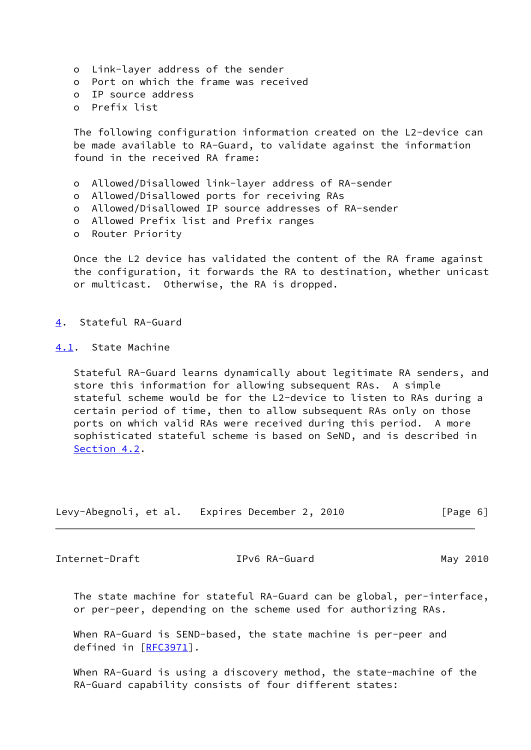- Link-layer address of the sender
- Port on which the frame was received
- IP source address
- Prefix list

The following configuration information created on the L2-device can be made available to RA-Guard, to validate against the information found in the received RA frame:

- Allowed/Disallowed link-layer address of RA-sender
- Allowed/Disallowed ports for receiving RAs
- Allowed/Disallowed IP source addresses of RA-sender
- Allowed Prefix list and Prefix ranges
- Router Priority

Once the L2 device has validated the content of the RA frame against the configuration, it forwards the RA to destination, whether unicast or multicast. Otherwise, the RA is dropped.

# 4. Stateful RA-Guard

## 4.1. State Machine

Stateful RA-Guard learns dynamically about legitimate RA senders, and store this information for allowing subsequent RAs. A simple stateful scheme would be for the L2-device to listen to RAs during a certain period of time, then to allow subsequent RAs only on those ports on which valid RAs were received during this period. A more sophisticated stateful scheme is based on SeND, and is described in Section 4.2.

The state machine for stateful RA-Guard can be global, per-interface, or per-peer, depending on the scheme used for authorizing RAs.

When RA-Guard is SEND-based, the state machine is per-peer and defined in [RFC3971].

When RA-Guard is using a discovery method, the state-machine of the RA-Guard capability consists of four different states: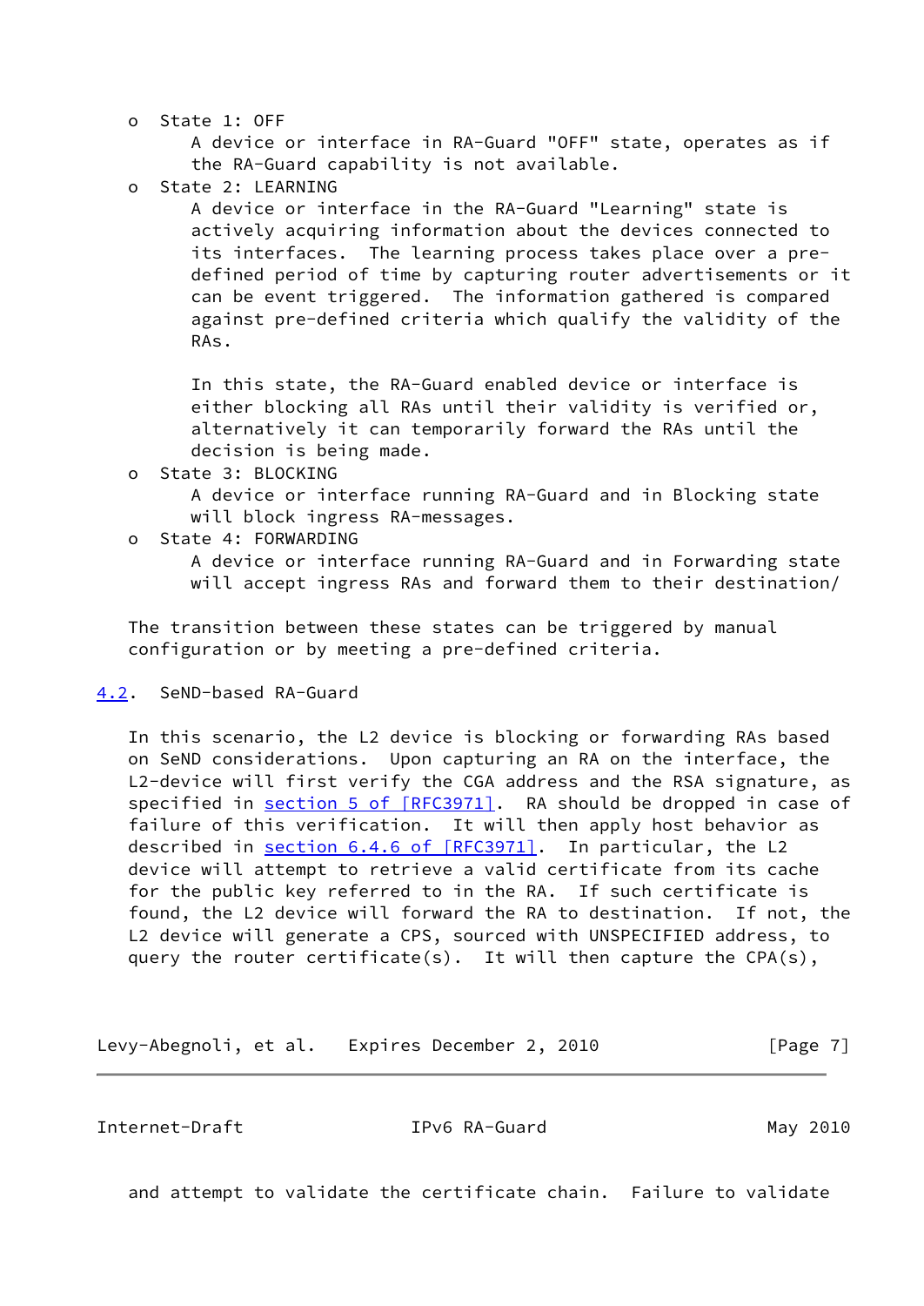- State 1: OFF
  A device or interface in RA-Guard "OFF" state, operates as if the RA-Guard capability is not available.
- State 2: LEARNING
  A device or interface in the RA-Guard "Learning" state is actively acquiring information about the devices connected to its interfaces. The learning process takes place over a pre-defined period of time by capturing router advertisements or it can be event triggered. The information gathered is compared against pre-defined criteria which qualify the validity of the RAs.

  In this state, the RA-Guard enabled device or interface is either blocking all RAs until their validity is verified or, alternatively it can temporarily forward the RAs until the decision is being made.
- State 3: BLOCKING
  A device or interface running RA-Guard and in Blocking state will block ingress RA-messages.
- State 4: FORWARDING
  A device or interface running RA-Guard and in Forwarding state will accept ingress RAs and forward them to their destination/

The transition between these states can be triggered by manual configuration or by meeting a pre-defined criteria.

## 4.2. SeND-based RA-Guard

In this scenario, the L2 device is blocking or forwarding RAs based on SeND considerations. Upon capturing an RA on the interface, the L2-device will first verify the CGA address and the RSA signature, as specified in section 5 of [RFC3971]. RA should be dropped in case of failure of this verification. It will then apply host behavior as described in section 6.4.6 of [RFC3971]. In particular, the L2 device will attempt to retrieve a valid certificate from its cache for the public key referred to in the RA. If such certificate is found, the L2 device will forward the RA to destination. If not, the L2 device will generate a CPS, sourced with UNSPECIFIED address, to query the router certificate(s). It will then capture the CPA(s), and attempt to validate the certificate chain. Failure to validate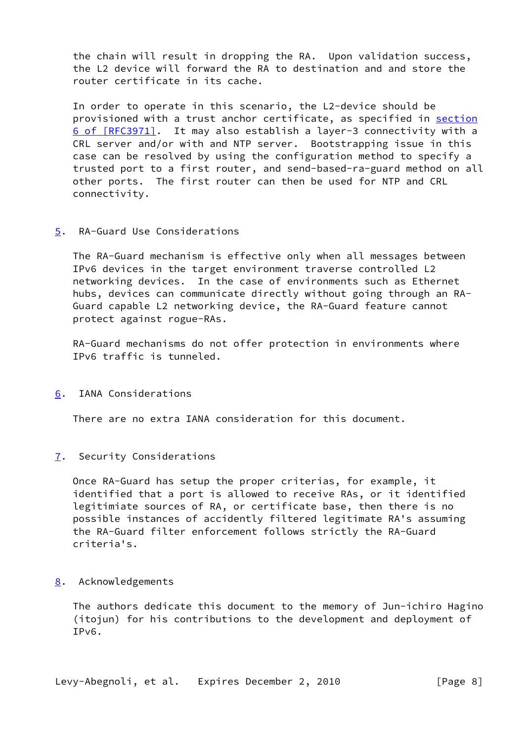the chain will result in dropping the RA. Upon validation success, the L2 device will forward the RA to destination and and store the router certificate in its cache.

In order to operate in this scenario, the L2-device should be provisioned with a trust anchor certificate, as specified in section 6 of [RFC3971]. It may also establish a layer-3 connectivity with a CRL server and/or with and NTP server. Bootstrapping issue in this case can be resolved by using the configuration method to specify a trusted port to a first router, and send-based-ra-guard method on all other ports. The first router can then be used for NTP and CRL connectivity.

## 5. RA-Guard Use Considerations

The RA-Guard mechanism is effective only when all messages between IPv6 devices in the target environment traverse controlled L2 networking devices. In the case of environments such as Ethernet hubs, devices can communicate directly without going through an RA-Guard capable L2 networking device, the RA-Guard feature cannot protect against rogue-RAs.

RA-Guard mechanisms do not offer protection in environments where IPv6 traffic is tunneled.

## 6. IANA Considerations

There are no extra IANA consideration for this document.

## 7. Security Considerations

Once RA-Guard has setup the proper criterias, for example, it identified that a port is allowed to receive RAs, or it identified legitimiate sources of RA, or certificate base, then there is no possible instances of accidently filtered legitimate RA's assuming the RA-Guard filter enforcement follows strictly the RA-Guard criteria's.

## 8. Acknowledgements

The authors dedicate this document to the memory of Jun-ichiro Hagino (itojun) for his contributions to the development and deployment of IPv6.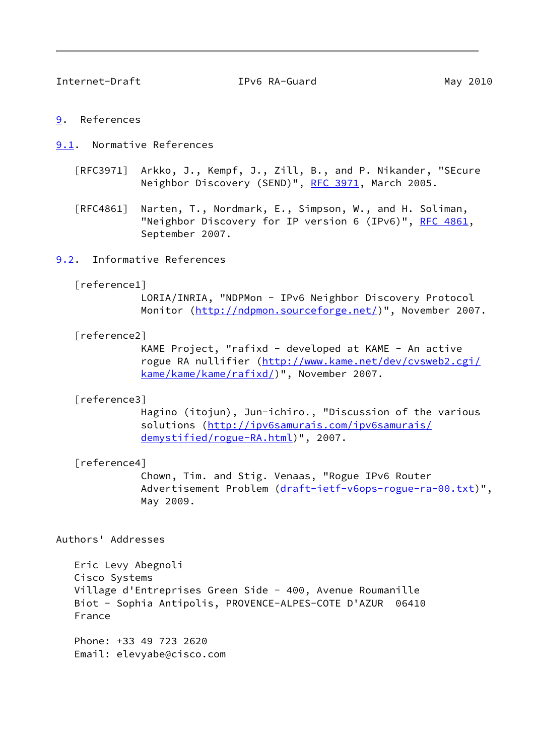# 9. References

## 9.1. Normative References

[RFC3971] Arkko, J., Kempf, J., Zill, B., and P. Nikander, "SEcure Neighbor Discovery (SEND)", RFC 3971, March 2005.

[RFC4861] Narten, T., Nordmark, E., Simpson, W., and H. Soliman, "Neighbor Discovery for IP version 6 (IPv6)", RFC 4861, September 2007.

## 9.2. Informative References

[reference1]
LORIA/INRIA, "NDPMon - IPv6 Neighbor Discovery Protocol Monitor (http://ndpmon.sourceforge.net/)", November 2007.

[reference2]
KAME Project, "rafixd - developed at KAME - An active rogue RA nullifier (http://www.kame.net/dev/cvsweb2.cgi/kame/kame/kame/rafixd/)", November 2007.

[reference3]
Hagino (itojun), Jun-ichiro., "Discussion of the various solutions (http://ipv6samurais.com/ipv6samurais/demystified/rogue-RA.html)", 2007.

[reference4]
Chown, Tim. and Stig. Venaas, "Rogue IPv6 Router Advertisement Problem (draft-ietf-v6ops-rogue-ra-00.txt)", May 2009.

# Authors' Addresses

Eric Levy Abegnoli
Cisco Systems
Village d'Entreprises Green Side - 400, Avenue Roumanille
Biot - Sophia Antipolis, PROVENCE-ALPES-COTE D'AZUR 06410
France

Phone: +33 49 723 2620
Email: elevyabe@cisco.com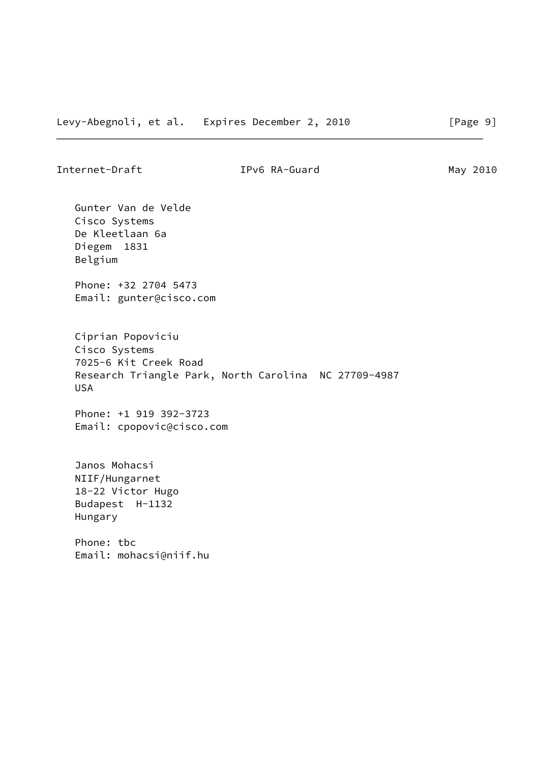Gunter Van de Velde
Cisco Systems
De Kleetlaan 6a
Diegem  1831
Belgium

Phone: +32 2704 5473
Email: gunter@cisco.com

Ciprian Popoviciu
Cisco Systems
7025-6 Kit Creek Road
Research Triangle Park, North Carolina  NC 27709-4987
USA

Phone: +1 919 392-3723
Email: cpopovic@cisco.com

Janos Mohacsi
NIIF/Hungarnet
18-22 Victor Hugo
Budapest  H-1132
Hungary

Phone: tbc
Email: mohacsi@niif.hu